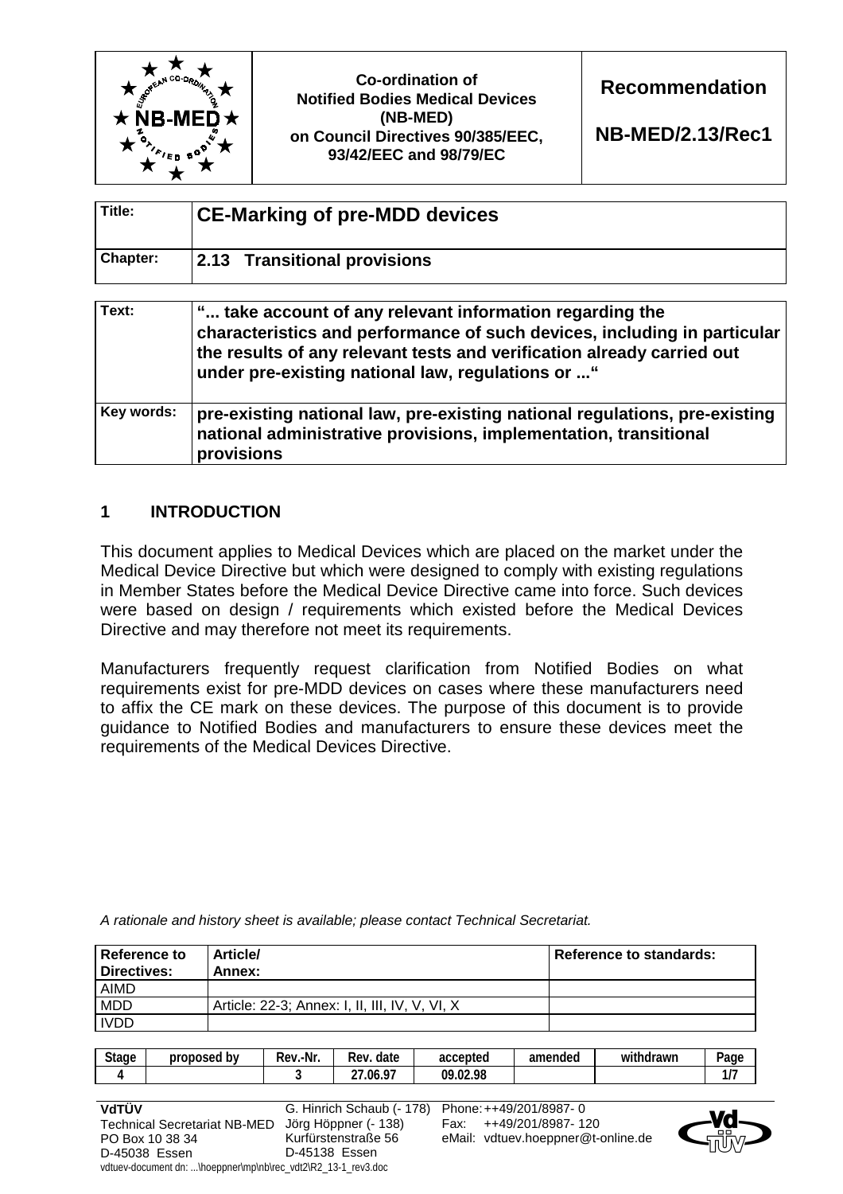| | | |
|---|---|---|
| NB-MED | **Co-ordination of Notified Bodies Medical Devices (NB-MED) on Council Directives 90/385/EEC, 93/42/EEC and 98/79/EC** | **Recommendation** **NB-MED/2.13/Rec1** |

| | |
|---|---|
| **Title:** | **CE-Marking of pre-MDD devices** |
| **Chapter:** | **2.13 Transitional provisions** |

| | |
|---|---|
| **Text:** | **"... take account of any relevant information regarding the characteristics and performance of such devices, including in particular the results of any relevant tests and verification already carried out under pre-existing national law, regulations or ..."** |
| **Key words:** | **pre-existing national law, pre-existing national regulations, pre-existing national administrative provisions, implementation, transitional provisions** |

## 1 INTRODUCTION

This document applies to Medical Devices which are placed on the market under the Medical Device Directive but which were designed to comply with existing regulations in Member States before the Medical Device Directive came into force. Such devices were based on design / requirements which existed before the Medical Devices Directive and may therefore not meet its requirements.

Manufacturers frequently request clarification from Notified Bodies on what requirements exist for pre-MDD devices on cases where these manufacturers need to affix the CE mark on these devices. The purpose of this document is to provide guidance to Notified Bodies and manufacturers to ensure these devices meet the requirements of the Medical Devices Directive.

*A rationale and history sheet is available; please contact Technical Secretariat.*

| **Reference to Directives:** | **Article/ Annex:** | **Reference to standards:** |
|---|---|---|
| AIMD | | |
| MDD | Article: 22-3; Annex: I, II, III, IV, V, VI, X | |
| IVDD | | |

| Stage | proposed by | Rev.-Nr. | Rev. date | accepted | amended | withdrawn | Page |
|---|---|---|---|---|---|---|---|
| 4 | | 3 | 27.06.97 | 09.02.98 | | | 1/7 |

**VdTÜV**
Technical Secretariat NB-MED
PO Box 10 38 34
D-45038 Essen

G. Hinrich Schaub (- 178)
Jörg Höppner (- 138)
Kurfürstenstraße 56
D-45138 Essen

Phone: ++49/201/8987- 0
Fax: ++49/201/8987- 120
eMail: vdtuev.hoeppner@t-online.de

vdtuev-document dn: ...\hoeppner\mp\nb\rec_vdt2\R2_13-1_rev3.doc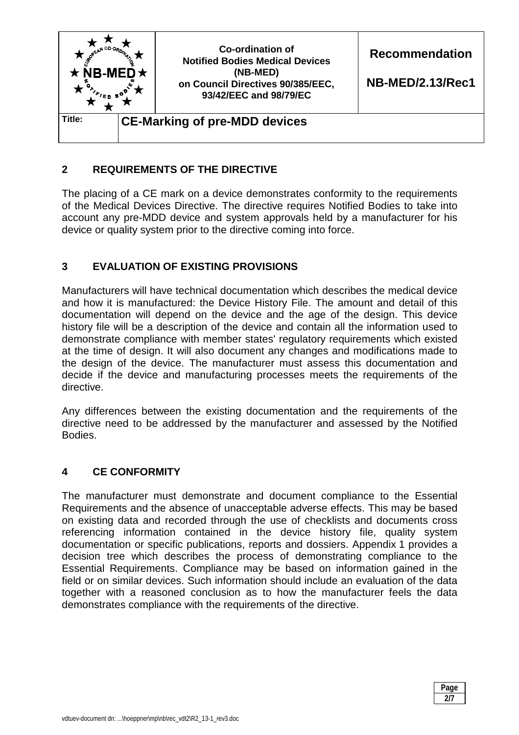## 2 REQUIREMENTS OF THE DIRECTIVE

The placing of a CE mark on a device demonstrates conformity to the requirements of the Medical Devices Directive. The directive requires Notified Bodies to take into account any pre-MDD device and system approvals held by a manufacturer for his device or quality system prior to the directive coming into force.

## 3 EVALUATION OF EXISTING PROVISIONS

Manufacturers will have technical documentation which describes the medical device and how it is manufactured: the Device History File. The amount and detail of this documentation will depend on the device and the age of the design. This device history file will be a description of the device and contain all the information used to demonstrate compliance with member states' regulatory requirements which existed at the time of design. It will also document any changes and modifications made to the design of the device. The manufacturer must assess this documentation and decide if the device and manufacturing processes meets the requirements of the directive.

Any differences between the existing documentation and the requirements of the directive need to be addressed by the manufacturer and assessed by the Notified Bodies.

## 4 CE CONFORMITY

The manufacturer must demonstrate and document compliance to the Essential Requirements and the absence of unacceptable adverse effects. This may be based on existing data and recorded through the use of checklists and documents cross referencing information contained in the device history file, quality system documentation or specific publications, reports and dossiers. Appendix 1 provides a decision tree which describes the process of demonstrating compliance to the Essential Requirements. Compliance may be based on information gained in the field or on similar devices. Such information should include an evaluation of the data together with a reasoned conclusion as to how the manufacturer feels the data demonstrates compliance with the requirements of the directive.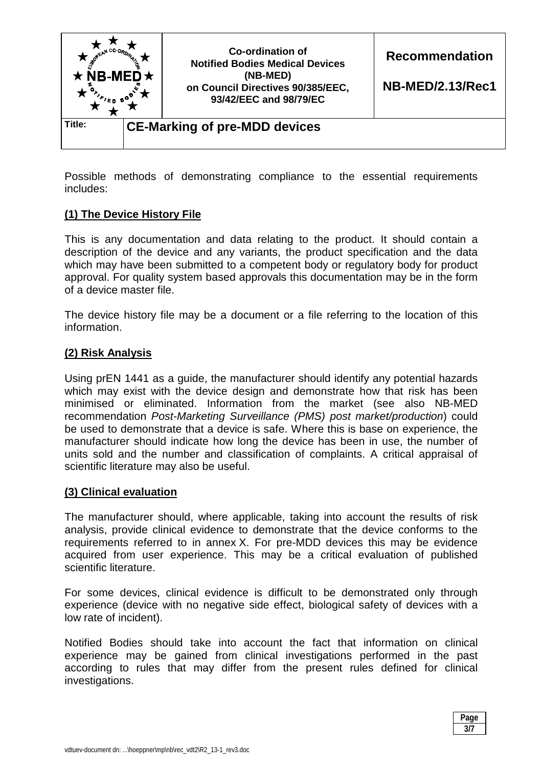Possible methods of demonstrating compliance to the essential requirements includes:

**(1) The Device History File**

This is any documentation and data relating to the product. It should contain a description of the device and any variants, the product specification and the data which may have been submitted to a competent body or regulatory body for product approval. For quality system based approvals this documentation may be in the form of a device master file.

The device history file may be a document or a file referring to the location of this information.

**(2) Risk Analysis**

Using prEN 1441 as a guide, the manufacturer should identify any potential hazards which may exist with the device design and demonstrate how that risk has been minimised or eliminated. Information from the market (see also NB-MED recommendation *Post-Marketing Surveillance (PMS) post market/production*) could be used to demonstrate that a device is safe. Where this is base on experience, the manufacturer should indicate how long the device has been in use, the number of units sold and the number and classification of complaints. A critical appraisal of scientific literature may also be useful.

**(3) Clinical evaluation**

The manufacturer should, where applicable, taking into account the results of risk analysis, provide clinical evidence to demonstrate that the device conforms to the requirements referred to in annex X. For pre-MDD devices this may be evidence acquired from user experience. This may be a critical evaluation of published scientific literature.

For some devices, clinical evidence is difficult to be demonstrated only through experience (device with no negative side effect, biological safety of devices with a low rate of incident).

Notified Bodies should take into account the fact that information on clinical experience may be gained from clinical investigations performed in the past according to rules that may differ from the present rules defined for clinical investigations.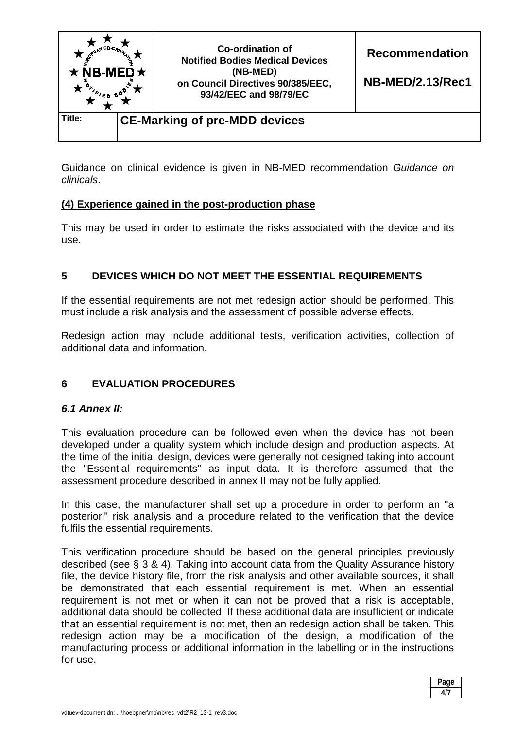Guidance on clinical evidence is given in NB-MED recommendation *Guidance on clinicals*.

**(4) Experience gained in the post-production phase**

This may be used in order to estimate the risks associated with the device and its use.

## 5 DEVICES WHICH DO NOT MEET THE ESSENTIAL REQUIREMENTS

If the essential requirements are not met redesign action should be performed. This must include a risk analysis and the assessment of possible adverse effects.

Redesign action may include additional tests, verification activities, collection of additional data and information.

## 6 EVALUATION PROCEDURES

### *6.1 Annex II:*

This evaluation procedure can be followed even when the device has not been developed under a quality system which include design and production aspects. At the time of the initial design, devices were generally not designed taking into account the "Essential requirements" as input data. It is therefore assumed that the assessment procedure described in annex II may not be fully applied.

In this case, the manufacturer shall set up a procedure in order to perform an "a posteriori" risk analysis and a procedure related to the verification that the device fulfils the essential requirements.

This verification procedure should be based on the general principles previously described (see § 3 & 4). Taking into account data from the Quality Assurance history file, the device history file, from the risk analysis and other available sources, it shall be demonstrated that each essential requirement is met. When an essential requirement is not met or when it can not be proved that a risk is acceptable, additional data should be collected. If these additional data are insufficient or indicate that an essential requirement is not met, then an redesign action shall be taken. This redesign action may be a modification of the design, a modification of the manufacturing process or additional information in the labelling or in the instructions for use.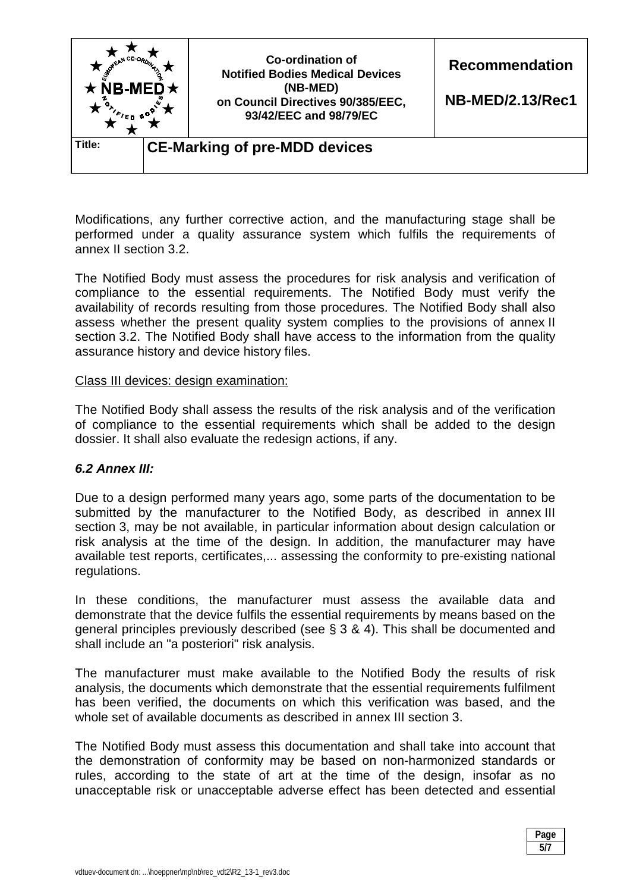Modifications, any further corrective action, and the manufacturing stage shall be performed under a quality assurance system which fulfils the requirements of annex II section 3.2.

The Notified Body must assess the procedures for risk analysis and verification of compliance to the essential requirements. The Notified Body must verify the availability of records resulting from those procedures. The Notified Body shall also assess whether the present quality system complies to the provisions of annex II section 3.2. The Notified Body shall have access to the information from the quality assurance history and device history files.

<u>Class III devices: design examination:</u>

The Notified Body shall assess the results of the risk analysis and of the verification of compliance to the essential requirements which shall be added to the design dossier. It shall also evaluate the redesign actions, if any.

### *6.2 Annex III:*

Due to a design performed many years ago, some parts of the documentation to be submitted by the manufacturer to the Notified Body, as described in annex III section 3, may be not available, in particular information about design calculation or risk analysis at the time of the design. In addition, the manufacturer may have available test reports, certificates,... assessing the conformity to pre-existing national regulations.

In these conditions, the manufacturer must assess the available data and demonstrate that the device fulfils the essential requirements by means based on the general principles previously described (see § 3 & 4). This shall be documented and shall include an "a posteriori" risk analysis.

The manufacturer must make available to the Notified Body the results of risk analysis, the documents which demonstrate that the essential requirements fulfilment has been verified, the documents on which this verification was based, and the whole set of available documents as described in annex III section 3.

The Notified Body must assess this documentation and shall take into account that the demonstration of conformity may be based on non-harmonized standards or rules, according to the state of art at the time of the design, insofar as no unacceptable risk or unacceptable adverse effect has been detected and essential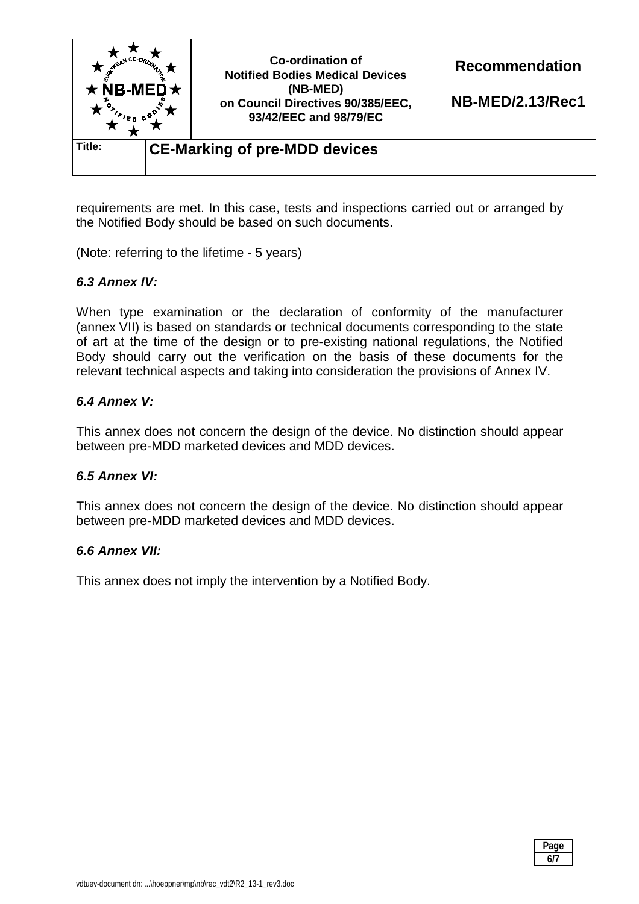requirements are met. In this case, tests and inspections carried out or arranged by the Notified Body should be based on such documents.

(Note: referring to the lifetime - 5 years)

### *6.3 Annex IV:*

When type examination or the declaration of conformity of the manufacturer (annex VII) is based on standards or technical documents corresponding to the state of art at the time of the design or to pre-existing national regulations, the Notified Body should carry out the verification on the basis of these documents for the relevant technical aspects and taking into consideration the provisions of Annex IV.

### *6.4 Annex V:*

This annex does not concern the design of the device. No distinction should appear between pre-MDD marketed devices and MDD devices.

### *6.5 Annex VI:*

This annex does not concern the design of the device. No distinction should appear between pre-MDD marketed devices and MDD devices.

### *6.6 Annex VII:*

This annex does not imply the intervention by a Notified Body.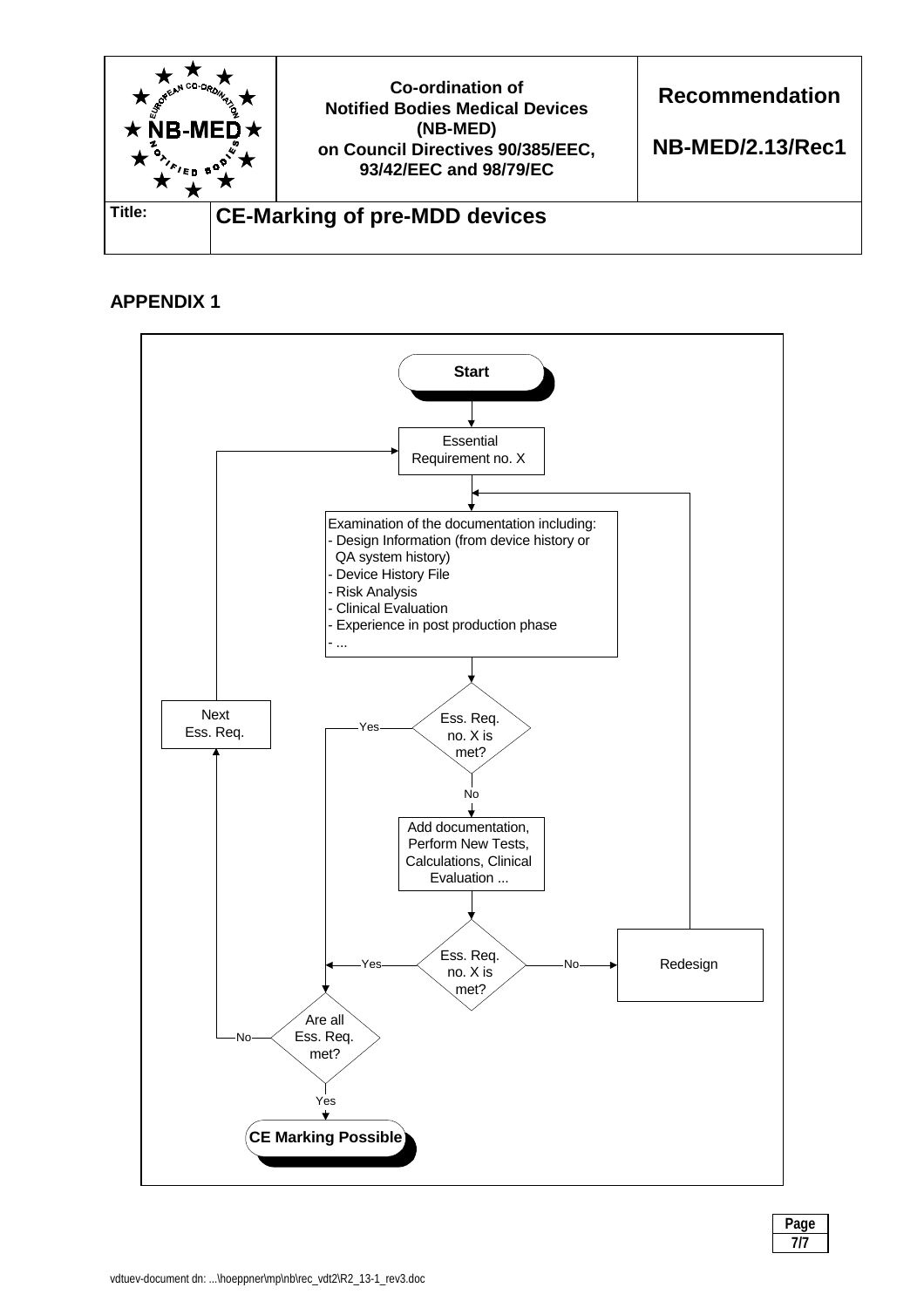## APPENDIX 1

Start

Essential Requirement no. X

Examination of the documentation including:
- Design Information (from device history or QA system history)
- Device History File
- Risk Analysis
- Clinical Evaluation
- Experience in post production phase
- ...

Ess. Req. no. X is met?

Yes

No

Next Ess. Req.

Add documentation, Perform New Tests, Calculations, Clinical Evaluation ...

Ess. Req. no. X is met?

Yes

No

Redesign

Are all Ess. Req. met?

No

Yes

CE Marking Possible

vdtuev-document dn: ...\hoeppner\mp\nb\rec_vdt2\R2_13-1_rev3.doc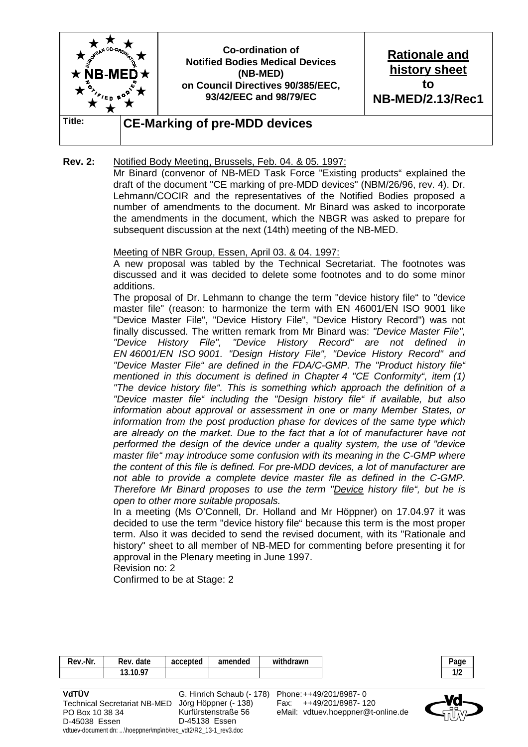| | | |
|---|---|---|
| NB-MED | **Co-ordination of Notified Bodies Medical Devices (NB-MED) on Council Directives 90/385/EEC, 93/42/EEC and 98/79/EC** | **Rationale and history sheet to NB-MED/2.13/Rec1** |
| **Title:** | **CE-Marking of pre-MDD devices** | |

**Rev. 2:** Notified Body Meeting, Brussels, Feb. 04. & 05. 1997:

Mr Binard (convenor of NB-MED Task Force "Existing products" explained the draft of the document "CE marking of pre-MDD devices" (NBM/26/96, rev. 4). Dr. Lehmann/COCIR and the representatives of the Notified Bodies proposed a number of amendments to the document. Mr Binard was asked to incorporate the amendments in the document, which the NBGR was asked to prepare for subsequent discussion at the next (14th) meeting of the NB-MED.

Meeting of NBR Group, Essen, April 03. & 04. 1997:

A new proposal was tabled by the Technical Secretariat. The footnotes was discussed and it was decided to delete some footnotes and to do some minor additions.

The proposal of Dr. Lehmann to change the term "device history file" to "device master file" (reason: to harmonize the term with EN 46001/EN ISO 9001 like "Device Master File", "Device History File", "Device History Record") was not finally discussed. The written remark from Mr Binard was: *"Device Master File", "Device History File", "Device History Record" are not defined in EN 46001/EN ISO 9001. "Design History File", "Device History Record" and "Device Master File" are defined in the FDA/C-GMP. The "Product history file" mentioned in this document is defined in Chapter 4 "CE Conformity", item (1) "The device history file". This is something which approach the definition of a "Device master file" including the "Design history file" if available, but also information about approval or assessment in one or many Member States, or information from the post production phase for devices of the same type which are already on the market. Due to the fact that a lot of manufacturer have not performed the design of the device under a quality system, the use of "device master file" may introduce some confusion with its meaning in the C-GMP where the content of this file is defined. For pre-MDD devices, a lot of manufacturer are not able to provide a complete device master file as defined in the C-GMP. Therefore Mr Binard proposes to use the term "Device history file", but he is open to other more suitable proposals.*

In a meeting (Ms O'Connell, Dr. Holland and Mr Höppner) on 17.04.97 it was decided to use the term "device history file" because this term is the most proper term. Also it was decided to send the revised document, with its "Rationale and history" sheet to all member of NB-MED for commenting before presenting it for approval in the Plenary meeting in June 1997.

Revision no: 2

Confirmed to be at Stage: 2

| Rev.-Nr. | Rev. date | accepted | amended | withdrawn |
|---|---|---|---|---|
| | 13.10.97 | | | |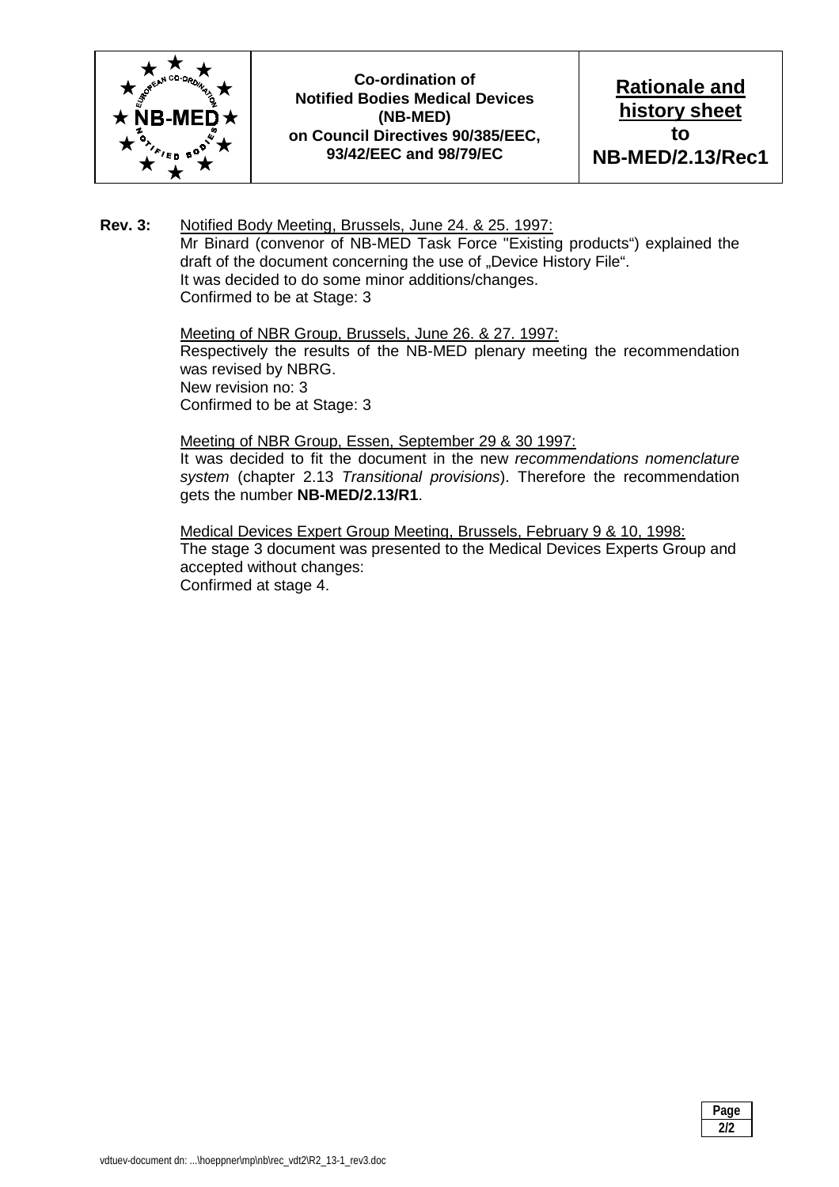**Rev. 3:** Notified Body Meeting, Brussels, June 24. & 25. 1997:
Mr Binard (convenor of NB-MED Task Force "Existing products") explained the draft of the document concerning the use of „Device History File".
It was decided to do some minor additions/changes.
Confirmed to be at Stage: 3

Meeting of NBR Group, Brussels, June 26. & 27. 1997:
Respectively the results of the NB-MED plenary meeting the recommendation was revised by NBRG.
New revision no: 3
Confirmed to be at Stage: 3

Meeting of NBR Group, Essen, September 29 & 30 1997:
It was decided to fit the document in the new *recommendations nomenclature system* (chapter 2.13 *Transitional provisions*). Therefore the recommendation gets the number **NB-MED/2.13/R1**.

Medical Devices Expert Group Meeting, Brussels, February 9 & 10, 1998:
The stage 3 document was presented to the Medical Devices Experts Group and accepted without changes:
Confirmed at stage 4.